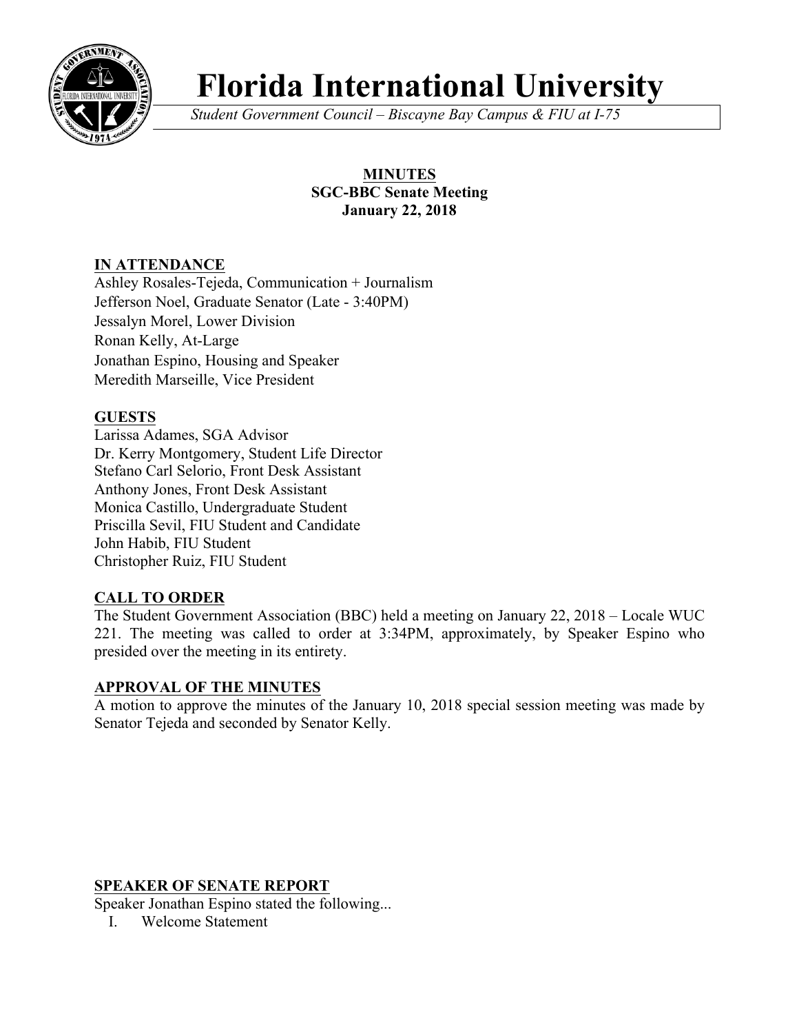# Florida International University

*Student Government Council – Biscayne Bay Campus & FIU at I-75*

**MINUTES**
**SGC-BBC Senate Meeting**
**January 22, 2018**

## IN ATTENDANCE

Ashley Rosales-Tejeda, Communication + Journalism
Jefferson Noel, Graduate Senator (Late - 3:40PM)
Jessalyn Morel, Lower Division
Ronan Kelly, At-Large
Jonathan Espino, Housing and Speaker
Meredith Marseille, Vice President

## GUESTS

Larissa Adames, SGA Advisor
Dr. Kerry Montgomery, Student Life Director
Stefano Carl Selorio, Front Desk Assistant
Anthony Jones, Front Desk Assistant
Monica Castillo, Undergraduate Student
Priscilla Sevil, FIU Student and Candidate
John Habib, FIU Student
Christopher Ruiz, FIU Student

## CALL TO ORDER

The Student Government Association (BBC) held a meeting on January 22, 2018 – Locale WUC 221. The meeting was called to order at 3:34PM, approximately, by Speaker Espino who presided over the meeting in its entirety.

## APPROVAL OF THE MINUTES

A motion to approve the minutes of the January 10, 2018 special session meeting was made by Senator Tejeda and seconded by Senator Kelly.

## SPEAKER OF SENATE REPORT

Speaker Jonathan Espino stated the following...

I. Welcome Statement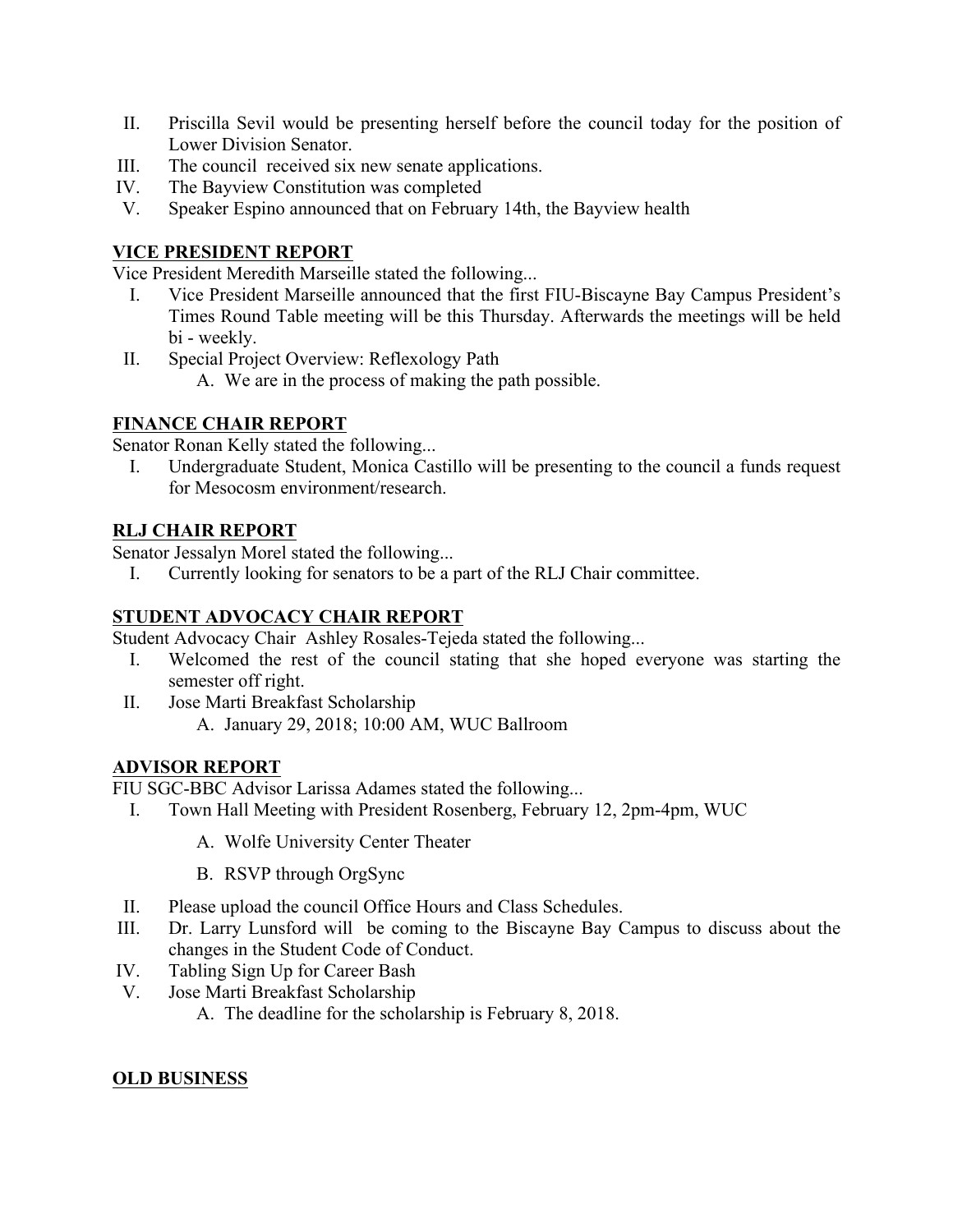II. Priscilla Sevil would be presenting herself before the council today for the position of Lower Division Senator.
III. The council received six new senate applications.
IV. The Bayview Constitution was completed
V. Speaker Espino announced that on February 14th, the Bayview health

## VICE PRESIDENT REPORT

Vice President Meredith Marseille stated the following...

I. Vice President Marseille announced that the first FIU-Biscayne Bay Campus President's Times Round Table meeting will be this Thursday. Afterwards the meetings will be held bi - weekly.
II. Special Project Overview: Reflexology Path
   A. We are in the process of making the path possible.

## FINANCE CHAIR REPORT

Senator Ronan Kelly stated the following...

I. Undergraduate Student, Monica Castillo will be presenting to the council a funds request for Mesocosm environment/research.

## RLJ CHAIR REPORT

Senator Jessalyn Morel stated the following...

I. Currently looking for senators to be a part of the RLJ Chair committee.

## STUDENT ADVOCACY CHAIR REPORT

Student Advocacy Chair Ashley Rosales-Tejeda stated the following...

I. Welcomed the rest of the council stating that she hoped everyone was starting the semester off right.
II. Jose Marti Breakfast Scholarship
   A. January 29, 2018; 10:00 AM, WUC Ballroom

## ADVISOR REPORT

FIU SGC-BBC Advisor Larissa Adames stated the following...

I. Town Hall Meeting with President Rosenberg, February 12, 2pm-4pm, WUC
   A. Wolfe University Center Theater
   B. RSVP through OrgSync
II. Please upload the council Office Hours and Class Schedules.
III. Dr. Larry Lunsford will be coming to the Biscayne Bay Campus to discuss about the changes in the Student Code of Conduct.
IV. Tabling Sign Up for Career Bash
V. Jose Marti Breakfast Scholarship
   A. The deadline for the scholarship is February 8, 2018.

## OLD BUSINESS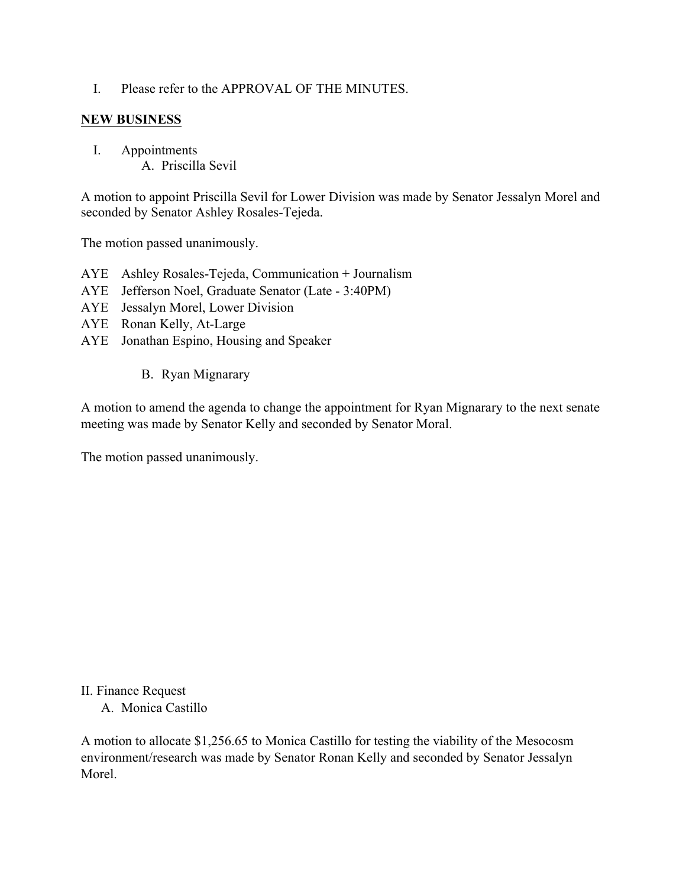I. Please refer to the APPROVAL OF THE MINUTES.

**NEW BUSINESS**

I. Appointments
   A. Priscilla Sevil

A motion to appoint Priscilla Sevil for Lower Division was made by Senator Jessalyn Morel and seconded by Senator Ashley Rosales-Tejeda.

The motion passed unanimously.

AYE Ashley Rosales-Tejeda, Communication + Journalism
AYE Jefferson Noel, Graduate Senator (Late - 3:40PM)
AYE Jessalyn Morel, Lower Division
AYE Ronan Kelly, At-Large
AYE Jonathan Espino, Housing and Speaker

   B. Ryan Mignarary

A motion to amend the agenda to change the appointment for Ryan Mignarary to the next senate meeting was made by Senator Kelly and seconded by Senator Moral.

The motion passed unanimously.

II. Finance Request
   A. Monica Castillo

A motion to allocate $1,256.65 to Monica Castillo for testing the viability of the Mesocosm environment/research was made by Senator Ronan Kelly and seconded by Senator Jessalyn Morel.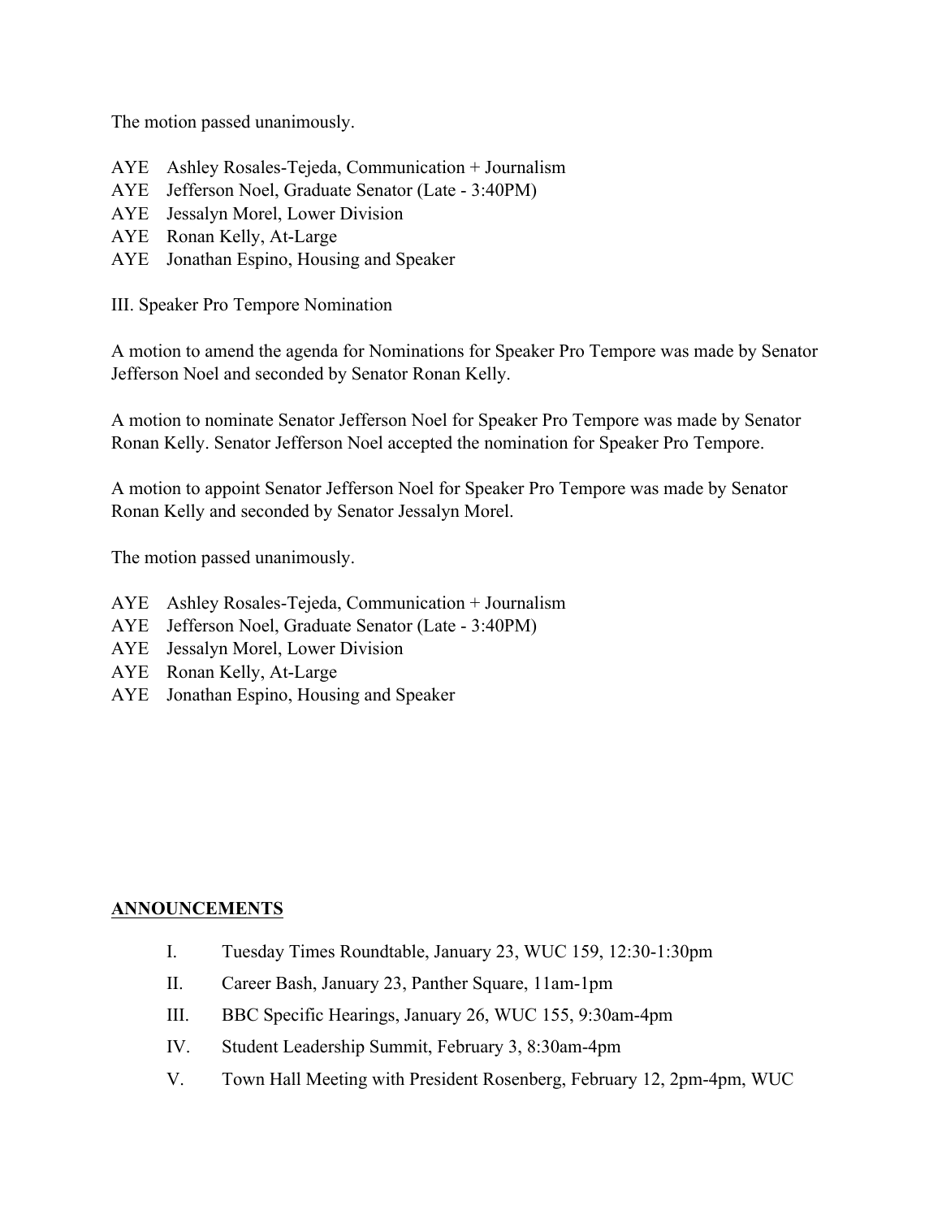The motion passed unanimously.

AYE Ashley Rosales-Tejeda, Communication + Journalism
AYE Jefferson Noel, Graduate Senator (Late - 3:40PM)
AYE Jessalyn Morel, Lower Division
AYE Ronan Kelly, At-Large
AYE Jonathan Espino, Housing and Speaker

III. Speaker Pro Tempore Nomination

A motion to amend the agenda for Nominations for Speaker Pro Tempore was made by Senator Jefferson Noel and seconded by Senator Ronan Kelly.

A motion to nominate Senator Jefferson Noel for Speaker Pro Tempore was made by Senator Ronan Kelly. Senator Jefferson Noel accepted the nomination for Speaker Pro Tempore.

A motion to appoint Senator Jefferson Noel for Speaker Pro Tempore was made by Senator Ronan Kelly and seconded by Senator Jessalyn Morel.

The motion passed unanimously.

AYE Ashley Rosales-Tejeda, Communication + Journalism
AYE Jefferson Noel, Graduate Senator (Late - 3:40PM)
AYE Jessalyn Morel, Lower Division
AYE Ronan Kelly, At-Large
AYE Jonathan Espino, Housing and Speaker

## ANNOUNCEMENTS

I. Tuesday Times Roundtable, January 23, WUC 159, 12:30-1:30pm

II. Career Bash, January 23, Panther Square, 11am-1pm

III. BBC Specific Hearings, January 26, WUC 155, 9:30am-4pm

IV. Student Leadership Summit, February 3, 8:30am-4pm

V. Town Hall Meeting with President Rosenberg, February 12, 2pm-4pm, WUC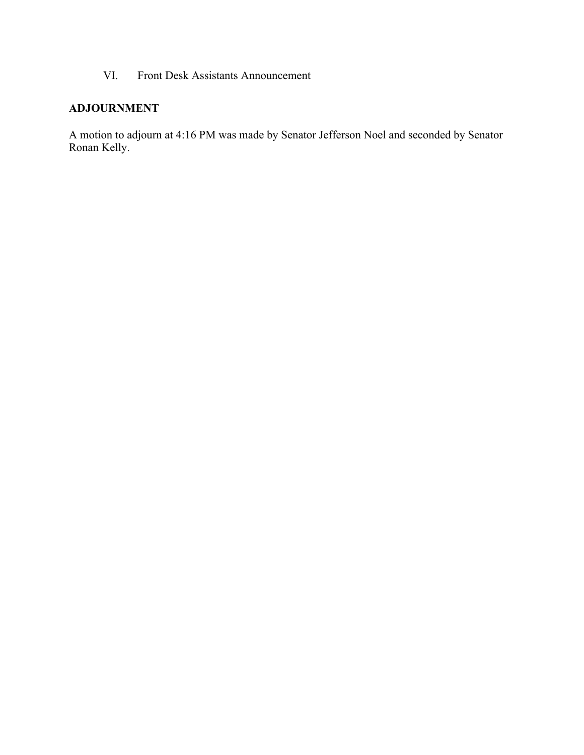VI. Front Desk Assistants Announcement

**ADJOURNMENT**

A motion to adjourn at 4:16 PM was made by Senator Jefferson Noel and seconded by Senator Ronan Kelly.